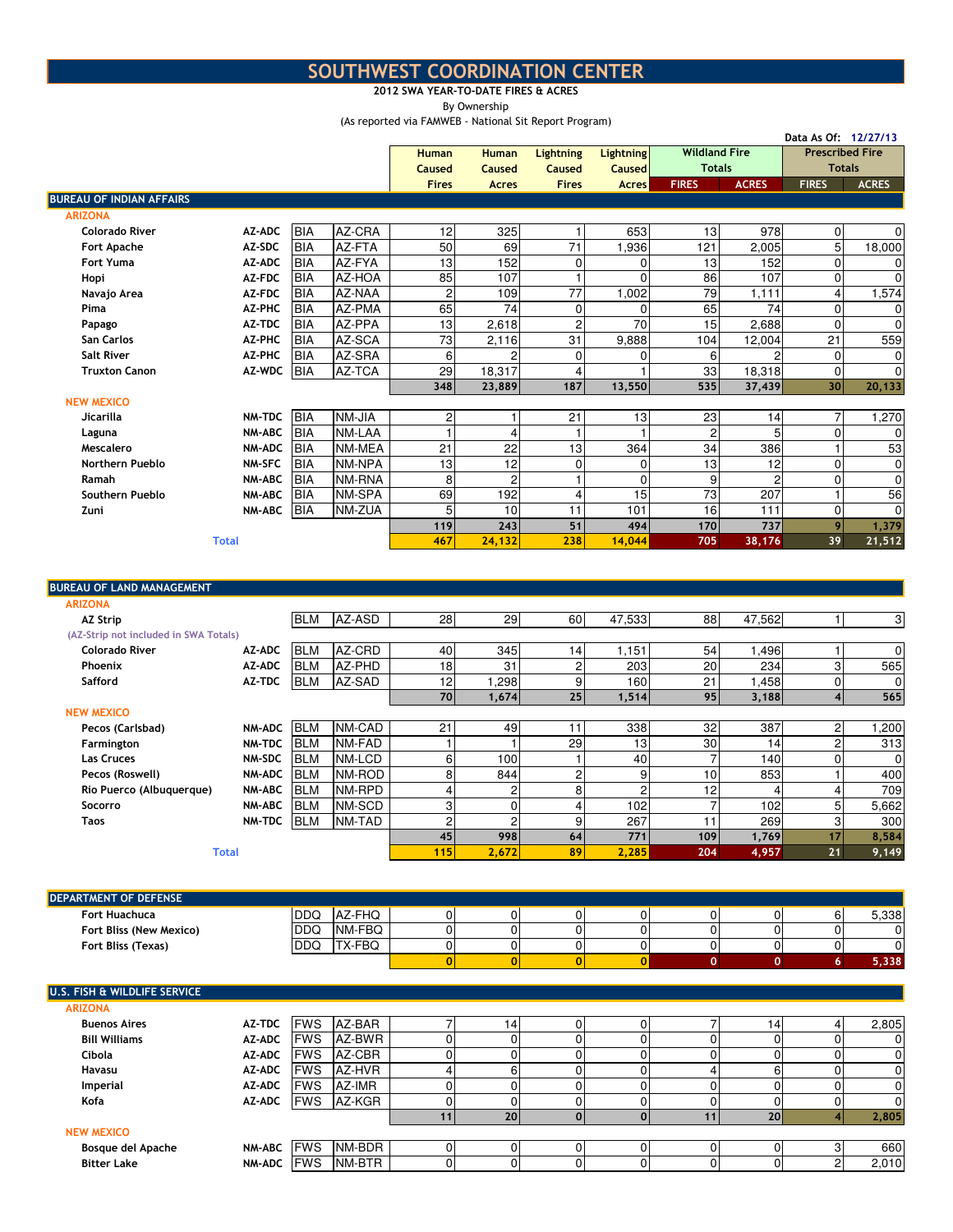# SOUTHWEST COORDINATION CENTER

**2012 SWA YEAR-TO-DATE FIRES & ACRES**

By Ownership

(As reported via FAMWEB - National Sit Report Program)

Data As Of: 12/27/13

| Unit | Dispatch | Agency | Unit ID | Human Caused Fires | Human Caused Acres | Lightning Caused Fires | Lightning Caused Acres | Wildland Fire Totals FIRES | Wildland Fire Totals ACRES | Prescribed Fire Totals FIRES | Prescribed Fire Totals ACRES |
|---|---|---|---|---|---|---|---|---|---|---|---|
| **BUREAU OF INDIAN AFFAIRS** | | | | | | | | | | | |
| **ARIZONA** | | | | | | | | | | | |
| Colorado River | AZ-ADC | BIA | AZ-CRA | 12 | 325 | 1 | 653 | 13 | 978 | 0 | 0 |
| Fort Apache | AZ-SDC | BIA | AZ-FTA | 50 | 69 | 71 | 1,936 | 121 | 2,005 | 5 | 18,000 |
| Fort Yuma | AZ-ADC | BIA | AZ-FYA | 13 | 152 | 0 | 0 | 13 | 152 | 0 | 0 |
| Hopi | AZ-FDC | BIA | AZ-HOA | 85 | 107 | 1 | 0 | 86 | 107 | 0 | 0 |
| Navajo Area | AZ-FDC | BIA | AZ-NAA | 2 | 109 | 77 | 1,002 | 79 | 1,111 | 4 | 1,574 |
| Pima | AZ-PHC | BIA | AZ-PMA | 65 | 74 | 0 | 0 | 65 | 74 | 0 | 0 |
| Papago | AZ-TDC | BIA | AZ-PPA | 13 | 2,618 | 2 | 70 | 15 | 2,688 | 0 | 0 |
| San Carlos | AZ-PHC | BIA | AZ-SCA | 73 | 2,116 | 31 | 9,888 | 104 | 12,004 | 21 | 559 |
| Salt River | AZ-PHC | BIA | AZ-SRA | 6 | 2 | 0 | 0 | 6 | 2 | 0 | 0 |
| Truxton Canon | AZ-WDC | BIA | AZ-TCA | 29 | 18,317 | 4 | 1 | 33 | 18,318 | 0 | 0 |
| | | | | **348** | **23,889** | **187** | **13,550** | **535** | **37,439** | **30** | **20,133** |
| **NEW MEXICO** | | | | | | | | | | | |
| Jicarilla | NM-TDC | BIA | NM-JIA | 2 | 1 | 21 | 13 | 23 | 14 | 7 | 1,270 |
| Laguna | NM-ABC | BIA | NM-LAA | 1 | 4 | 1 | 1 | 2 | 5 | 0 | 0 |
| Mescalero | NM-ADC | BIA | NM-MEA | 21 | 22 | 13 | 364 | 34 | 386 | 1 | 53 |
| Northern Pueblo | NM-SFC | BIA | NM-NPA | 13 | 12 | 0 | 0 | 13 | 12 | 0 | 0 |
| Ramah | NM-ABC | BIA | NM-RNA | 8 | 2 | 1 | 0 | 9 | 2 | 0 | 0 |
| Southern Pueblo | NM-ABC | BIA | NM-SPA | 69 | 192 | 4 | 15 | 73 | 207 | 1 | 56 |
| Zuni | NM-ABC | BIA | NM-ZUA | 5 | 10 | 11 | 101 | 16 | 111 | 0 | 0 |
| | | | | **119** | **243** | **51** | **494** | **170** | **737** | **9** | **1,379** |
| **Total** | | | | **467** | **24,132** | **238** | **14,044** | **705** | **38,176** | **39** | **21,512** |
| **BUREAU OF LAND MANAGEMENT** | | | | | | | | | | | |
| **ARIZONA** | | | | | | | | | | | |
| AZ Strip | | BLM | AZ-ASD | 28 | 29 | 60 | 47,533 | 88 | 47,562 | 1 | 3 |
| (AZ-Strip not included in SWA Totals) | | | | | | | | | | | |
| Colorado River | AZ-ADC | BLM | AZ-CRD | 40 | 345 | 14 | 1,151 | 54 | 1,496 | 1 | 0 |
| Phoenix | AZ-ADC | BLM | AZ-PHD | 18 | 31 | 2 | 203 | 20 | 234 | 3 | 565 |
| Safford | AZ-TDC | BLM | AZ-SAD | 12 | 1,298 | 9 | 160 | 21 | 1,458 | 0 | 0 |
| | | | | **70** | **1,674** | **25** | **1,514** | **95** | **3,188** | **4** | **565** |
| **NEW MEXICO** | | | | | | | | | | | |
| Pecos (Carlsbad) | NM-ADC | BLM | NM-CAD | 21 | 49 | 11 | 338 | 32 | 387 | 2 | 1,200 |
| Farmington | NM-TDC | BLM | NM-FAD | 1 | 1 | 29 | 13 | 30 | 14 | 2 | 313 |
| Las Cruces | NM-SDC | BLM | NM-LCD | 6 | 100 | 1 | 40 | 7 | 140 | 0 | 0 |
| Pecos (Roswell) | NM-ADC | BLM | NM-ROD | 8 | 844 | 2 | 9 | 10 | 853 | 1 | 400 |
| Rio Puerco (Albuquerque) | NM-ABC | BLM | NM-RPD | 4 | 2 | 8 | 2 | 12 | 4 | 4 | 709 |
| Socorro | NM-ABC | BLM | NM-SCD | 3 | 0 | 4 | 102 | 7 | 102 | 5 | 5,662 |
| Taos | NM-TDC | BLM | NM-TAD | 2 | 2 | 9 | 267 | 11 | 269 | 3 | 300 |
| | | | | **45** | **998** | **64** | **771** | **109** | **1,769** | **17** | **8,584** |
| **Total** | | | | **115** | **2,672** | **89** | **2,285** | **204** | **4,957** | **21** | **9,149** |
| **DEPARTMENT OF DEFENSE** | | | | | | | | | | | |
| Fort Huachuca | | DDQ | AZ-FHQ | 0 | 0 | 0 | 0 | 0 | 0 | 6 | 5,338 |
| Fort Bliss (New Mexico) | | DDQ | NM-FBQ | 0 | 0 | 0 | 0 | 0 | 0 | 0 | 0 |
| Fort Bliss (Texas) | | DDQ | TX-FBQ | 0 | 0 | 0 | 0 | 0 | 0 | 0 | 0 |
| | | | | **0** | **0** | **0** | **0** | **0** | **0** | **6** | **5,338** |
| **U.S. FISH & WILDLIFE SERVICE** | | | | | | | | | | | |
| **ARIZONA** | | | | | | | | | | | |
| Buenos Aires | AZ-TDC | FWS | AZ-BAR | 7 | 14 | 0 | 0 | 7 | 14 | 4 | 2,805 |
| Bill Williams | AZ-ADC | FWS | AZ-BWR | 0 | 0 | 0 | 0 | 0 | 0 | 0 | 0 |
| Cibola | AZ-ADC | FWS | AZ-CBR | 0 | 0 | 0 | 0 | 0 | 0 | 0 | 0 |
| Havasu | AZ-ADC | FWS | AZ-HVR | 4 | 6 | 0 | 0 | 4 | 6 | 0 | 0 |
| Imperial | AZ-ADC | FWS | AZ-IMR | 0 | 0 | 0 | 0 | 0 | 0 | 0 | 0 |
| Kofa | AZ-ADC | FWS | AZ-KGR | 0 | 0 | 0 | 0 | 0 | 0 | 0 | 0 |
| | | | | **11** | **20** | **0** | **0** | **11** | **20** | **4** | **2,805** |
| **NEW MEXICO** | | | | | | | | | | | |
| Bosque del Apache | NM-ABC | FWS | NM-BDR | 0 | 0 | 0 | 0 | 0 | 0 | 3 | 660 |
| Bitter Lake | NM-ADC | FWS | NM-BTR | 0 | 0 | 0 | 0 | 0 | 0 | 2 | 2,010 |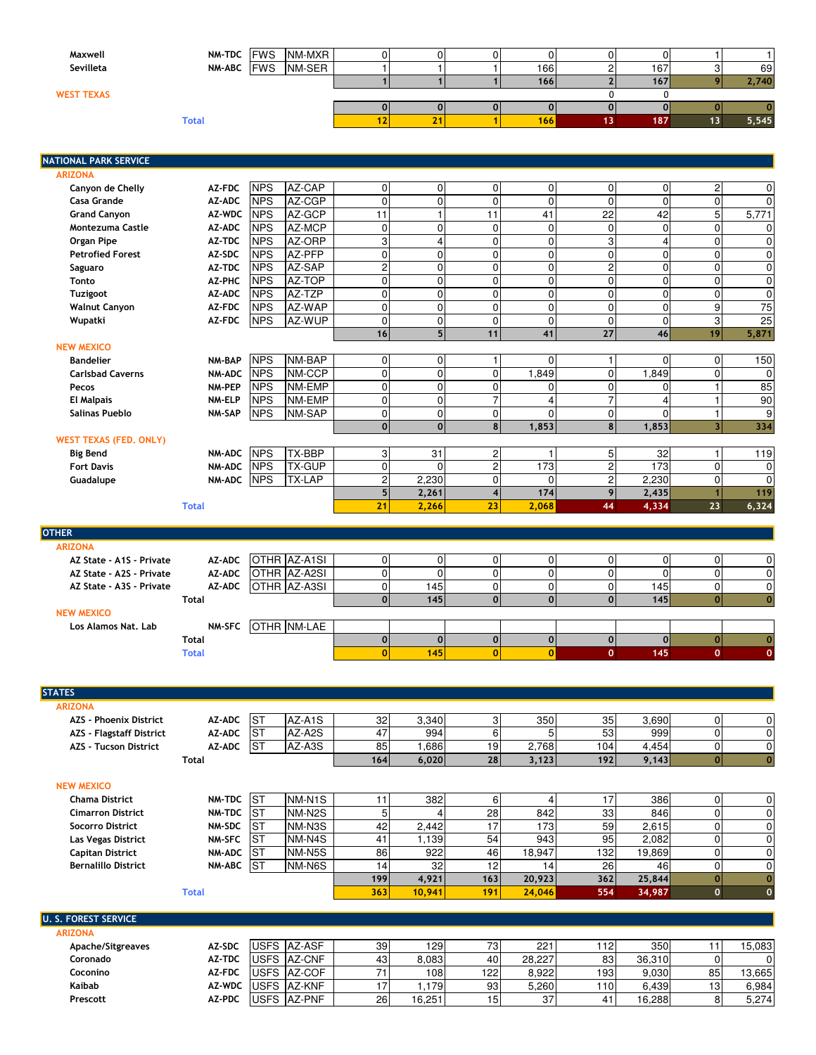| | | | | | | | | | | | |
|---|---|---|---|---|---|---|---|---|---|---|---|
| Maxwell | NM-TDC | FWS | NM-MXR | 0 | 0 | 0 | 0 | 0 | 0 | 1 | 1 |
| Sevilleta | NM-ABC | FWS | NM-SER | 1 | 1 | 1 | 166 | 2 | 167 | 3 | 69 |
| | | | | 1 | 1 | 1 | 166 | 2 | 167 | 9 | 2,740 |
| WEST TEXAS | | | | | | | | 0 | 0 | | |
| | | | | 0 | 0 | 0 | 0 | 0 | 0 | 0 | 0 |
| Total | | | | 12 | 21 | 1 | 166 | 13 | 187 | 13 | 5,545 |

## NATIONAL PARK SERVICE

| | | | | | | | | | | | |
|---|---|---|---|---|---|---|---|---|---|---|---|
| ARIZONA | | | | | | | | | | | |
| Canyon de Chelly | AZ-FDC | NPS | AZ-CAP | 0 | 0 | 0 | 0 | 0 | 0 | 2 | 0 |
| Casa Grande | AZ-ADC | NPS | AZ-CGP | 0 | 0 | 0 | 0 | 0 | 0 | 0 | 0 |
| Grand Canyon | AZ-WDC | NPS | AZ-GCP | 11 | 1 | 11 | 41 | 22 | 42 | 5 | 5,771 |
| Montezuma Castle | AZ-ADC | NPS | AZ-MCP | 0 | 0 | 0 | 0 | 0 | 0 | 0 | 0 |
| Organ Pipe | AZ-TDC | NPS | AZ-ORP | 3 | 4 | 0 | 0 | 3 | 4 | 0 | 0 |
| Petrified Forest | AZ-SDC | NPS | AZ-PFP | 0 | 0 | 0 | 0 | 0 | 0 | 0 | 0 |
| Saguaro | AZ-TDC | NPS | AZ-SAP | 2 | 0 | 0 | 0 | 2 | 0 | 0 | 0 |
| Tonto | AZ-PHC | NPS | AZ-TOP | 0 | 0 | 0 | 0 | 0 | 0 | 0 | 0 |
| Tuzigoot | AZ-ADC | NPS | AZ-TZP | 0 | 0 | 0 | 0 | 0 | 0 | 0 | 0 |
| Walnut Canyon | AZ-FDC | NPS | AZ-WAP | 0 | 0 | 0 | 0 | 0 | 0 | 9 | 75 |
| Wupatki | AZ-FDC | NPS | AZ-WUP | 0 | 0 | 0 | 0 | 0 | 0 | 3 | 25 |
| | | | | 16 | 5 | 11 | 41 | 27 | 46 | 19 | 5,871 |
| NEW MEXICO | | | | | | | | | | | |
| Bandelier | NM-BAP | NPS | NM-BAP | 0 | 0 | 1 | 0 | 1 | 0 | 0 | 150 |
| Carlsbad Caverns | NM-ADC | NPS | NM-CCP | 0 | 0 | 0 | 1,849 | 0 | 1,849 | 0 | 0 |
| Pecos | NM-PEP | NPS | NM-EMP | 0 | 0 | 0 | 0 | 0 | 0 | 1 | 85 |
| El Malpais | NM-ELP | NPS | NM-EMP | 0 | 0 | 7 | 4 | 7 | 4 | 1 | 90 |
| Salinas Pueblo | NM-SAP | NPS | NM-SAP | 0 | 0 | 0 | 0 | 0 | 0 | 1 | 9 |
| | | | | 0 | 0 | 8 | 1,853 | 8 | 1,853 | 3 | 334 |
| WEST TEXAS (FED. ONLY) | | | | | | | | | | | |
| Big Bend | NM-ADC | NPS | TX-BBP | 3 | 31 | 2 | 1 | 5 | 32 | 1 | 119 |
| Fort Davis | NM-ADC | NPS | TX-GUP | 0 | 0 | 2 | 173 | 2 | 173 | 0 | 0 |
| Guadalupe | NM-ADC | NPS | TX-LAP | 2 | 2,230 | 0 | 0 | 2 | 2,230 | 0 | 0 |
| | | | | 5 | 2,261 | 4 | 174 | 9 | 2,435 | 1 | 119 |
| Total | | | | 21 | 2,266 | 23 | 2,068 | 44 | 4,334 | 23 | 6,324 |

## OTHER

| | | | | | | | | | | | |
|---|---|---|---|---|---|---|---|---|---|---|---|
| ARIZONA | | | | | | | | | | | |
| AZ State - A1S - Private | AZ-ADC | OTHR | AZ-A1SI | 0 | 0 | 0 | 0 | 0 | 0 | 0 | 0 |
| AZ State - A2S - Private | AZ-ADC | OTHR | AZ-A2SI | 0 | 0 | 0 | 0 | 0 | 0 | 0 | 0 |
| AZ State - A3S - Private | AZ-ADC | OTHR | AZ-A3SI | 0 | 145 | 0 | 0 | 0 | 145 | 0 | 0 |
| Total | | | | 0 | 145 | 0 | 0 | 0 | 145 | 0 | 0 |
| NEW MEXICO | | | | | | | | | | | |
| Los Alamos Nat. Lab | NM-SFC | OTHR | NM-LAE | | | | | | | | |
| Total | | | | 0 | 0 | 0 | 0 | 0 | 0 | 0 | 0 |
| Total | | | | 0 | 145 | 0 | 0 | 0 | 145 | 0 | 0 |

## STATES

| | | | | | | | | | | | |
|---|---|---|---|---|---|---|---|---|---|---|---|
| ARIZONA | | | | | | | | | | | |
| AZS - Phoenix District | AZ-ADC | ST | AZ-A1S | 32 | 3,340 | 3 | 350 | 35 | 3,690 | 0 | 0 |
| AZS - Flagstaff District | AZ-ADC | ST | AZ-A2S | 47 | 994 | 6 | 5 | 53 | 999 | 0 | 0 |
| AZS - Tucson District | AZ-ADC | ST | AZ-A3S | 85 | 1,686 | 19 | 2,768 | 104 | 4,454 | 0 | 0 |
| Total | | | | 164 | 6,020 | 28 | 3,123 | 192 | 9,143 | 0 | 0 |
| NEW MEXICO | | | | | | | | | | | |
| Chama District | NM-TDC | ST | NM-N1S | 11 | 382 | 6 | 4 | 17 | 386 | 0 | 0 |
| Cimarron District | NM-TDC | ST | NM-N2S | 5 | 4 | 28 | 842 | 33 | 846 | 0 | 0 |
| Socorro District | NM-SDC | ST | NM-N3S | 42 | 2,442 | 17 | 173 | 59 | 2,615 | 0 | 0 |
| Las Vegas District | NM-SFC | ST | NM-N4S | 41 | 1,139 | 54 | 943 | 95 | 2,082 | 0 | 0 |
| Capitan District | NM-ADC | ST | NM-N5S | 86 | 922 | 46 | 18,947 | 132 | 19,869 | 0 | 0 |
| Bernalillo District | NM-ABC | ST | NM-N6S | 14 | 32 | 12 | 14 | 26 | 46 | 0 | 0 |
| | | | | 199 | 4,921 | 163 | 20,923 | 362 | 25,844 | 0 | 0 |
| Total | | | | 363 | 10,941 | 191 | 24,046 | 554 | 34,987 | 0 | 0 |

## U. S. FOREST SERVICE

| | | | | | | | | | | | |
|---|---|---|---|---|---|---|---|---|---|---|---|
| ARIZONA | | | | | | | | | | | |
| Apache/Sitgreaves | AZ-SDC | USFS | AZ-ASF | 39 | 129 | 73 | 221 | 112 | 350 | 11 | 15,083 |
| Coronado | AZ-TDC | USFS | AZ-CNF | 43 | 8,083 | 40 | 28,227 | 83 | 36,310 | 0 | 0 |
| Coconino | AZ-FDC | USFS | AZ-COF | 71 | 108 | 122 | 8,922 | 193 | 9,030 | 85 | 13,665 |
| Kaibab | AZ-WDC | USFS | AZ-KNF | 17 | 1,179 | 93 | 5,260 | 110 | 6,439 | 13 | 6,984 |
| Prescott | AZ-PDC | USFS | AZ-PNF | 26 | 16,251 | 15 | 37 | 41 | 16,288 | 8 | 5,274 |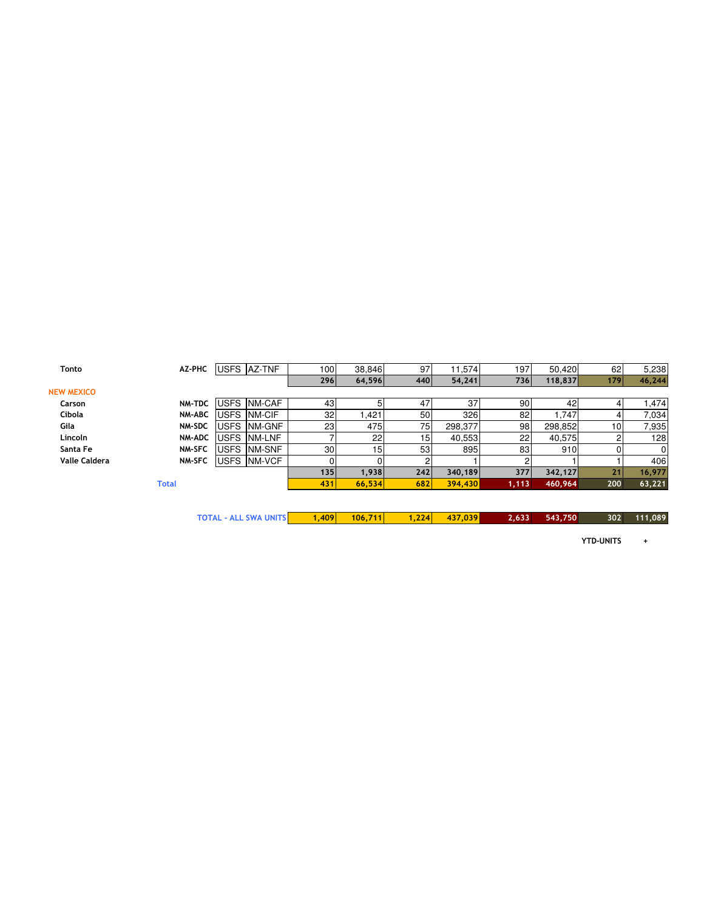| | | | | | | | | | | | |
|---|---|---|---|---|---|---|---|---|---|---|---|
| Tonto | AZ-PHC | USFS | AZ-TNF | 100 | 38,846 | 97 | 11,574 | 197 | 50,420 | 62 | 5,238 |
| | | | | **296** | **64,596** | **440** | **54,241** | **736** | **118,837** | **179** | **46,244** |
| **NEW MEXICO** | | | | | | | | | | | |
| Carson | NM-TDC | USFS | NM-CAF | 43 | 5 | 47 | 37 | 90 | 42 | 4 | 1,474 |
| Cibola | NM-ABC | USFS | NM-CIF | 32 | 1,421 | 50 | 326 | 82 | 1,747 | 4 | 7,034 |
| Gila | NM-SDC | USFS | NM-GNF | 23 | 475 | 75 | 298,377 | 98 | 298,852 | 10 | 7,935 |
| Lincoln | NM-ADC | USFS | NM-LNF | 7 | 22 | 15 | 40,553 | 22 | 40,575 | 2 | 128 |
| Santa Fe | NM-SFC | USFS | NM-SNF | 30 | 15 | 53 | 895 | 83 | 910 | 0 | 0 |
| Valle Caldera | NM-SFC | USFS | NM-VCF | 0 | 0 | 2 | 1 | 2 | 1 | 1 | 406 |
| | | | | **135** | **1,938** | **242** | **340,189** | **377** | **342,127** | **21** | **16,977** |
| | **Total** | | | **431** | **66,534** | **682** | **394,430** | **1,113** | **460,964** | **200** | **63,221** |
| | **TOTAL - ALL SWA UNITS** | | | **1,409** | **106,711** | **1,224** | **437,039** | **2,633** | **543,750** | **302** | **111,089** |

**YTD-UNITS** +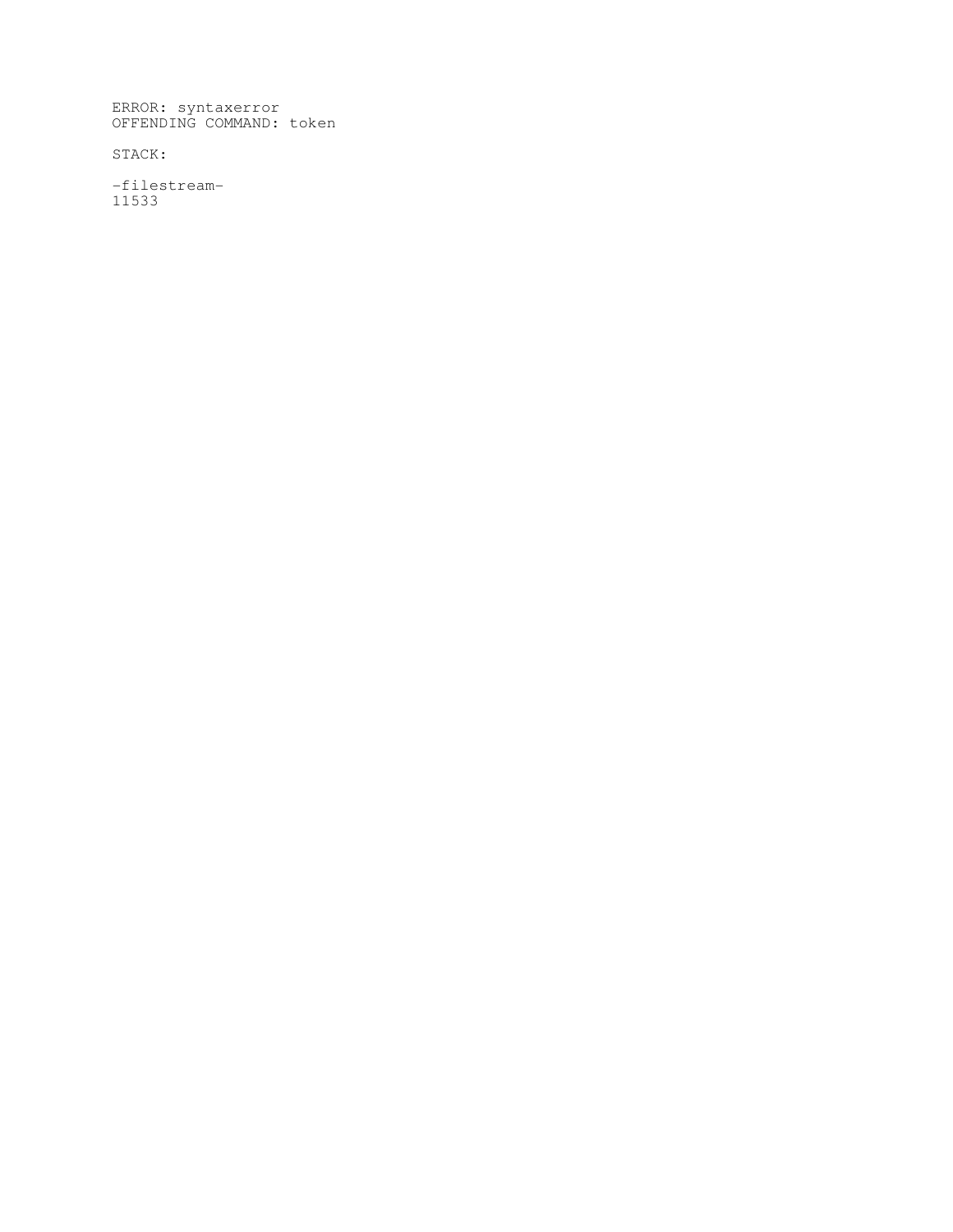ERROR: syntaxerror
OFFENDING COMMAND: token

STACK:

-filestream-
11533